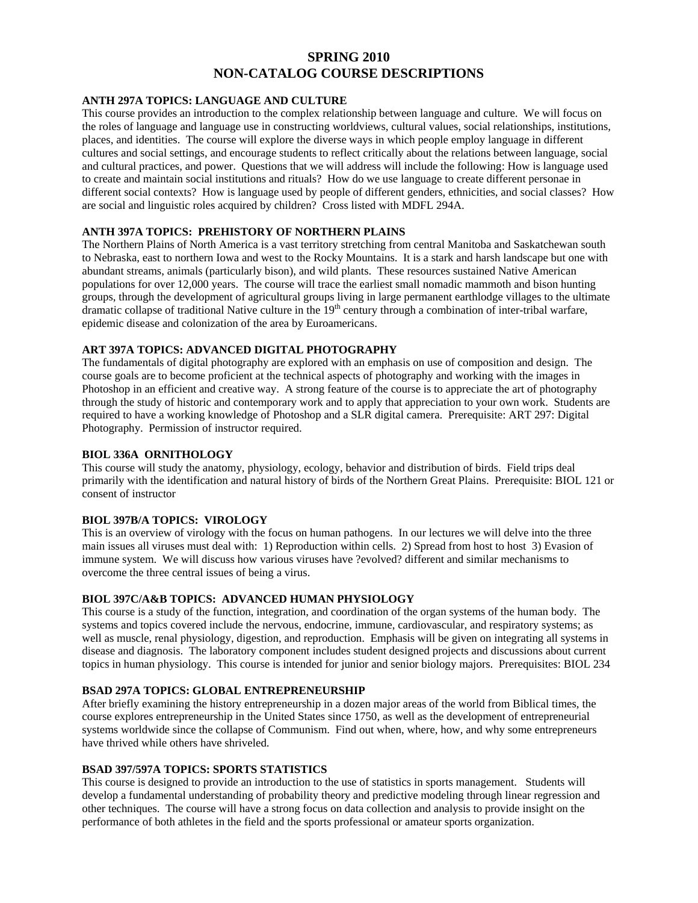# SPRING 2010
# NON-CATALOG COURSE DESCRIPTIONS

### ANTH 297A TOPICS: LANGUAGE AND CULTURE

This course provides an introduction to the complex relationship between language and culture. We will focus on the roles of language and language use in constructing worldviews, cultural values, social relationships, institutions, places, and identities. The course will explore the diverse ways in which people employ language in different cultures and social settings, and encourage students to reflect critically about the relations between language, social and cultural practices, and power. Questions that we will address will include the following: How is language used to create and maintain social institutions and rituals? How do we use language to create different personae in different social contexts? How is language used by people of different genders, ethnicities, and social classes? How are social and linguistic roles acquired by children? Cross listed with MDFL 294A.

### ANTH 397A TOPICS: PREHISTORY OF NORTHERN PLAINS

The Northern Plains of North America is a vast territory stretching from central Manitoba and Saskatchewan south to Nebraska, east to northern Iowa and west to the Rocky Mountains. It is a stark and harsh landscape but one with abundant streams, animals (particularly bison), and wild plants. These resources sustained Native American populations for over 12,000 years. The course will trace the earliest small nomadic mammoth and bison hunting groups, through the development of agricultural groups living in large permanent earthlodge villages to the ultimate dramatic collapse of traditional Native culture in the 19th century through a combination of inter-tribal warfare, epidemic disease and colonization of the area by Euroamericans.

### ART 397A TOPICS: ADVANCED DIGITAL PHOTOGRAPHY

The fundamentals of digital photography are explored with an emphasis on use of composition and design. The course goals are to become proficient at the technical aspects of photography and working with the images in Photoshop in an efficient and creative way. A strong feature of the course is to appreciate the art of photography through the study of historic and contemporary work and to apply that appreciation to your own work. Students are required to have a working knowledge of Photoshop and a SLR digital camera. Prerequisite: ART 297: Digital Photography. Permission of instructor required.

### BIOL 336A ORNITHOLOGY

This course will study the anatomy, physiology, ecology, behavior and distribution of birds. Field trips deal primarily with the identification and natural history of birds of the Northern Great Plains. Prerequisite: BIOL 121 or consent of instructor

### BIOL 397B/A TOPICS: VIROLOGY

This is an overview of virology with the focus on human pathogens. In our lectures we will delve into the three main issues all viruses must deal with: 1) Reproduction within cells. 2) Spread from host to host 3) Evasion of immune system. We will discuss how various viruses have ?evolved? different and similar mechanisms to overcome the three central issues of being a virus.

### BIOL 397C/A&B TOPICS: ADVANCED HUMAN PHYSIOLOGY

This course is a study of the function, integration, and coordination of the organ systems of the human body. The systems and topics covered include the nervous, endocrine, immune, cardiovascular, and respiratory systems; as well as muscle, renal physiology, digestion, and reproduction. Emphasis will be given on integrating all systems in disease and diagnosis. The laboratory component includes student designed projects and discussions about current topics in human physiology. This course is intended for junior and senior biology majors. Prerequisites: BIOL 234

### BSAD 297A TOPICS: GLOBAL ENTREPRENEURSHIP

After briefly examining the history entrepreneurship in a dozen major areas of the world from Biblical times, the course explores entrepreneurship in the United States since 1750, as well as the development of entrepreneurial systems worldwide since the collapse of Communism. Find out when, where, how, and why some entrepreneurs have thrived while others have shriveled.

### BSAD 397/597A TOPICS: SPORTS STATISTICS

This course is designed to provide an introduction to the use of statistics in sports management. Students will develop a fundamental understanding of probability theory and predictive modeling through linear regression and other techniques. The course will have a strong focus on data collection and analysis to provide insight on the performance of both athletes in the field and the sports professional or amateur sports organization.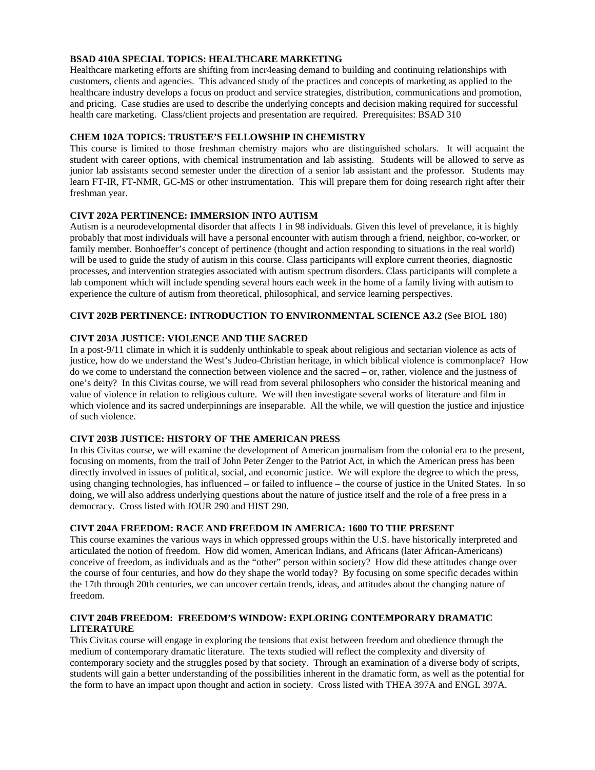**BSAD 410A SPECIAL TOPICS: HEALTHCARE MARKETING**
Healthcare marketing efforts are shifting from incr4easing demand to building and continuing relationships with customers, clients and agencies. This advanced study of the practices and concepts of marketing as applied to the healthcare industry develops a focus on product and service strategies, distribution, communications and promotion, and pricing. Case studies are used to describe the underlying concepts and decision making required for successful health care marketing. Class/client projects and presentation are required. Prerequisites: BSAD 310

**CHEM 102A TOPICS: TRUSTEE'S FELLOWSHIP IN CHEMISTRY**
This course is limited to those freshman chemistry majors who are distinguished scholars. It will acquaint the student with career options, with chemical instrumentation and lab assisting. Students will be allowed to serve as junior lab assistants second semester under the direction of a senior lab assistant and the professor. Students may learn FT-IR, FT-NMR, GC-MS or other instrumentation. This will prepare them for doing research right after their freshman year.

**CIVT 202A PERTINENCE: IMMERSION INTO AUTISM**
Autism is a neurodevelopmental disorder that affects 1 in 98 individuals. Given this level of prevelance, it is highly probably that most individuals will have a personal encounter with autism through a friend, neighbor, co-worker, or family member. Bonhoeffer's concept of pertinence (thought and action responding to situations in the real world) will be used to guide the study of autism in this course. Class participants will explore current theories, diagnostic processes, and intervention strategies associated with autism spectrum disorders. Class participants will complete a lab component which will include spending several hours each week in the home of a family living with autism to experience the culture of autism from theoretical, philosophical, and service learning perspectives.

**CIVT 202B PERTINENCE: INTRODUCTION TO ENVIRONMENTAL SCIENCE A3.2 (**See BIOL 180)

**CIVT 203A JUSTICE: VIOLENCE AND THE SACRED**
In a post-9/11 climate in which it is suddenly unthinkable to speak about religious and sectarian violence as acts of justice, how do we understand the West's Judeo-Christian heritage, in which biblical violence is commonplace? How do we come to understand the connection between violence and the sacred – or, rather, violence and the justness of one's deity? In this Civitas course, we will read from several philosophers who consider the historical meaning and value of violence in relation to religious culture. We will then investigate several works of literature and film in which violence and its sacred underpinnings are inseparable. All the while, we will question the justice and injustice of such violence.

**CIVT 203B JUSTICE: HISTORY OF THE AMERICAN PRESS**
In this Civitas course, we will examine the development of American journalism from the colonial era to the present, focusing on moments, from the trail of John Peter Zenger to the Patriot Act, in which the American press has been directly involved in issues of political, social, and economic justice. We will explore the degree to which the press, using changing technologies, has influenced – or failed to influence – the course of justice in the United States. In so doing, we will also address underlying questions about the nature of justice itself and the role of a free press in a democracy. Cross listed with JOUR 290 and HIST 290.

**CIVT 204A FREEDOM: RACE AND FREEDOM IN AMERICA: 1600 TO THE PRESENT**
This course examines the various ways in which oppressed groups within the U.S. have historically interpreted and articulated the notion of freedom. How did women, American Indians, and Africans (later African-Americans) conceive of freedom, as individuals and as the "other" person within society? How did these attitudes change over the course of four centuries, and how do they shape the world today? By focusing on some specific decades within the 17th through 20th centuries, we can uncover certain trends, ideas, and attitudes about the changing nature of freedom.

**CIVT 204B FREEDOM: FREEDOM'S WINDOW: EXPLORING CONTEMPORARY DRAMATIC LITERATURE**
This Civitas course will engage in exploring the tensions that exist between freedom and obedience through the medium of contemporary dramatic literature. The texts studied will reflect the complexity and diversity of contemporary society and the struggles posed by that society. Through an examination of a diverse body of scripts, students will gain a better understanding of the possibilities inherent in the dramatic form, as well as the potential for the form to have an impact upon thought and action in society. Cross listed with THEA 397A and ENGL 397A.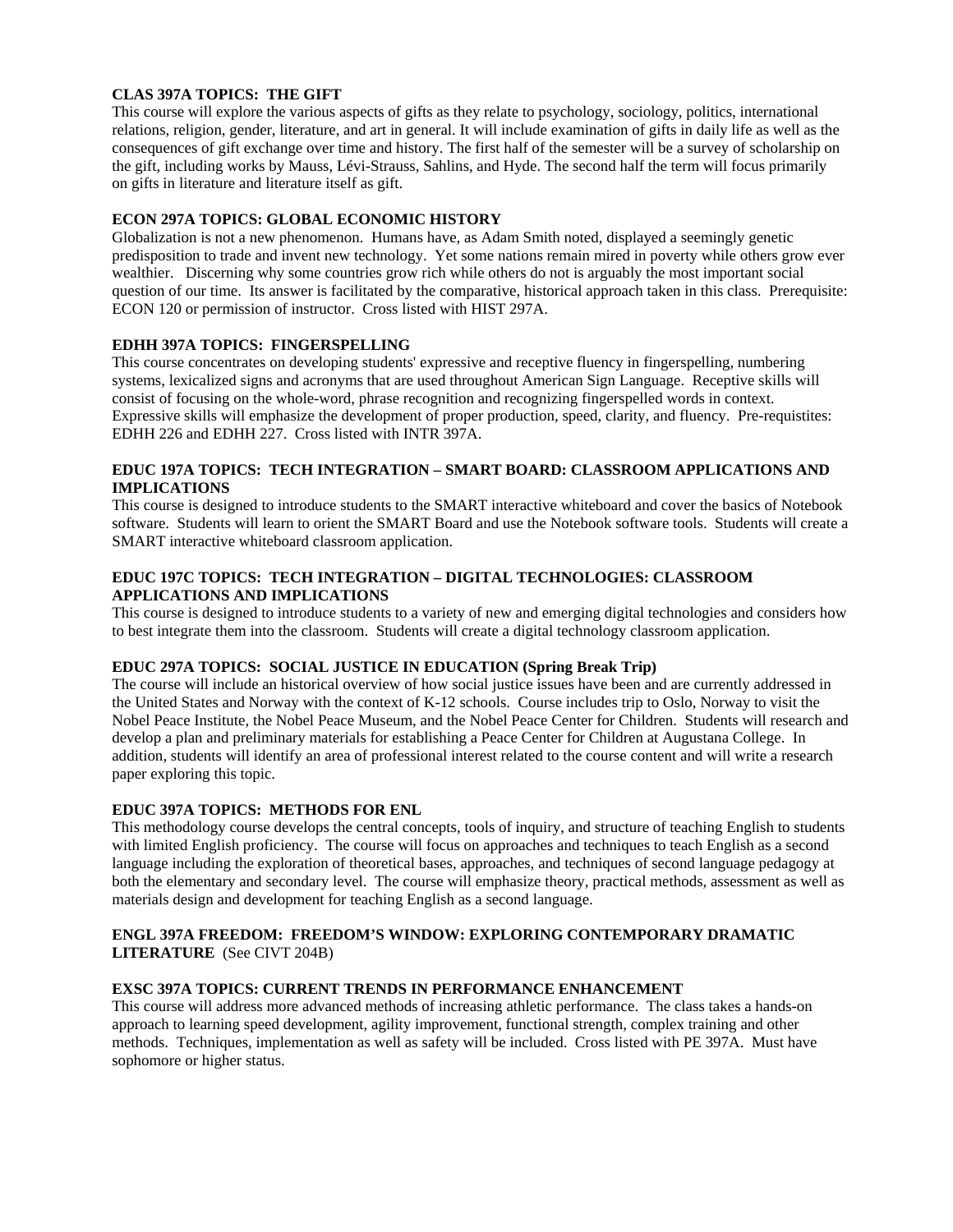**CLAS 397A TOPICS: THE GIFT**

This course will explore the various aspects of gifts as they relate to psychology, sociology, politics, international relations, religion, gender, literature, and art in general. It will include examination of gifts in daily life as well as the consequences of gift exchange over time and history. The first half of the semester will be a survey of scholarship on the gift, including works by Mauss, Lévi-Strauss, Sahlins, and Hyde. The second half the term will focus primarily on gifts in literature and literature itself as gift.

**ECON 297A TOPICS: GLOBAL ECONOMIC HISTORY**

Globalization is not a new phenomenon. Humans have, as Adam Smith noted, displayed a seemingly genetic predisposition to trade and invent new technology. Yet some nations remain mired in poverty while others grow ever wealthier. Discerning why some countries grow rich while others do not is arguably the most important social question of our time. Its answer is facilitated by the comparative, historical approach taken in this class. Prerequisite: ECON 120 or permission of instructor. Cross listed with HIST 297A.

**EDHH 397A TOPICS: FINGERSPELLING**

This course concentrates on developing students' expressive and receptive fluency in fingerspelling, numbering systems, lexicalized signs and acronyms that are used throughout American Sign Language. Receptive skills will consist of focusing on the whole-word, phrase recognition and recognizing fingerspelled words in context. Expressive skills will emphasize the development of proper production, speed, clarity, and fluency. Pre-requistites: EDHH 226 and EDHH 227. Cross listed with INTR 397A.

**EDUC 197A TOPICS: TECH INTEGRATION – SMART BOARD: CLASSROOM APPLICATIONS AND IMPLICATIONS**

This course is designed to introduce students to the SMART interactive whiteboard and cover the basics of Notebook software. Students will learn to orient the SMART Board and use the Notebook software tools. Students will create a SMART interactive whiteboard classroom application.

**EDUC 197C TOPICS: TECH INTEGRATION – DIGITAL TECHNOLOGIES: CLASSROOM APPLICATIONS AND IMPLICATIONS**

This course is designed to introduce students to a variety of new and emerging digital technologies and considers how to best integrate them into the classroom. Students will create a digital technology classroom application.

**EDUC 297A TOPICS: SOCIAL JUSTICE IN EDUCATION (Spring Break Trip)**

The course will include an historical overview of how social justice issues have been and are currently addressed in the United States and Norway with the context of K-12 schools. Course includes trip to Oslo, Norway to visit the Nobel Peace Institute, the Nobel Peace Museum, and the Nobel Peace Center for Children. Students will research and develop a plan and preliminary materials for establishing a Peace Center for Children at Augustana College. In addition, students will identify an area of professional interest related to the course content and will write a research paper exploring this topic.

**EDUC 397A TOPICS: METHODS FOR ENL**

This methodology course develops the central concepts, tools of inquiry, and structure of teaching English to students with limited English proficiency. The course will focus on approaches and techniques to teach English as a second language including the exploration of theoretical bases, approaches, and techniques of second language pedagogy at both the elementary and secondary level. The course will emphasize theory, practical methods, assessment as well as materials design and development for teaching English as a second language.

**ENGL 397A FREEDOM: FREEDOM'S WINDOW: EXPLORING CONTEMPORARY DRAMATIC LITERATURE** (See CIVT 204B)

**EXSC 397A TOPICS: CURRENT TRENDS IN PERFORMANCE ENHANCEMENT**

This course will address more advanced methods of increasing athletic performance. The class takes a hands-on approach to learning speed development, agility improvement, functional strength, complex training and other methods. Techniques, implementation as well as safety will be included. Cross listed with PE 397A. Must have sophomore or higher status.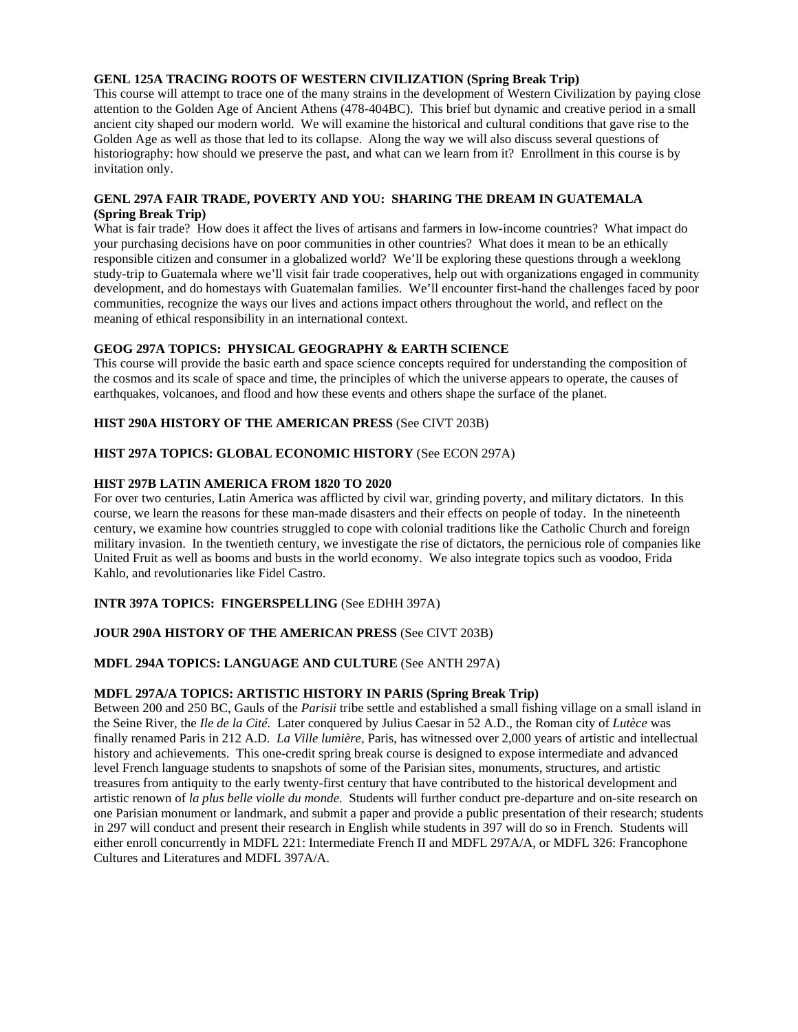**GENL 125A TRACING ROOTS OF WESTERN CIVILIZATION (Spring Break Trip)**
This course will attempt to trace one of the many strains in the development of Western Civilization by paying close attention to the Golden Age of Ancient Athens (478-404BC). This brief but dynamic and creative period in a small ancient city shaped our modern world. We will examine the historical and cultural conditions that gave rise to the Golden Age as well as those that led to its collapse. Along the way we will also discuss several questions of historiography: how should we preserve the past, and what can we learn from it? Enrollment in this course is by invitation only.

**GENL 297A FAIR TRADE, POVERTY AND YOU: SHARING THE DREAM IN GUATEMALA (Spring Break Trip)**
What is fair trade? How does it affect the lives of artisans and farmers in low-income countries? What impact do your purchasing decisions have on poor communities in other countries? What does it mean to be an ethically responsible citizen and consumer in a globalized world? We'll be exploring these questions through a weeklong study-trip to Guatemala where we'll visit fair trade cooperatives, help out with organizations engaged in community development, and do homestays with Guatemalan families. We'll encounter first-hand the challenges faced by poor communities, recognize the ways our lives and actions impact others throughout the world, and reflect on the meaning of ethical responsibility in an international context.

**GEOG 297A TOPICS: PHYSICAL GEOGRAPHY & EARTH SCIENCE**
This course will provide the basic earth and space science concepts required for understanding the composition of the cosmos and its scale of space and time, the principles of which the universe appears to operate, the causes of earthquakes, volcanoes, and flood and how these events and others shape the surface of the planet.

**HIST 290A HISTORY OF THE AMERICAN PRESS** (See CIVT 203B)

**HIST 297A TOPICS: GLOBAL ECONOMIC HISTORY** (See ECON 297A)

**HIST 297B LATIN AMERICA FROM 1820 TO 2020**
For over two centuries, Latin America was afflicted by civil war, grinding poverty, and military dictators. In this course, we learn the reasons for these man-made disasters and their effects on people of today. In the nineteenth century, we examine how countries struggled to cope with colonial traditions like the Catholic Church and foreign military invasion. In the twentieth century, we investigate the rise of dictators, the pernicious role of companies like United Fruit as well as booms and busts in the world economy. We also integrate topics such as voodoo, Frida Kahlo, and revolutionaries like Fidel Castro.

**INTR 397A TOPICS: FINGERSPELLING** (See EDHH 397A)

**JOUR 290A HISTORY OF THE AMERICAN PRESS** (See CIVT 203B)

**MDFL 294A TOPICS: LANGUAGE AND CULTURE** (See ANTH 297A)

**MDFL 297A/A TOPICS: ARTISTIC HISTORY IN PARIS (Spring Break Trip)**
Between 200 and 250 BC, Gauls of the *Parisii* tribe settle and established a small fishing village on a small island in the Seine River, the *Ile de la Cité.* Later conquered by Julius Caesar in 52 A.D., the Roman city of *Lutèce* was finally renamed Paris in 212 A.D. *La Ville lumière*, Paris, has witnessed over 2,000 years of artistic and intellectual history and achievements. This one-credit spring break course is designed to expose intermediate and advanced level French language students to snapshots of some of the Parisian sites, monuments, structures, and artistic treasures from antiquity to the early twenty-first century that have contributed to the historical development and artistic renown of *la plus belle violle du monde.* Students will further conduct pre-departure and on-site research on one Parisian monument or landmark, and submit a paper and provide a public presentation of their research; students in 297 will conduct and present their research in English while students in 397 will do so in French. Students will either enroll concurrently in MDFL 221: Intermediate French II and MDFL 297A/A, or MDFL 326: Francophone Cultures and Literatures and MDFL 397A/A.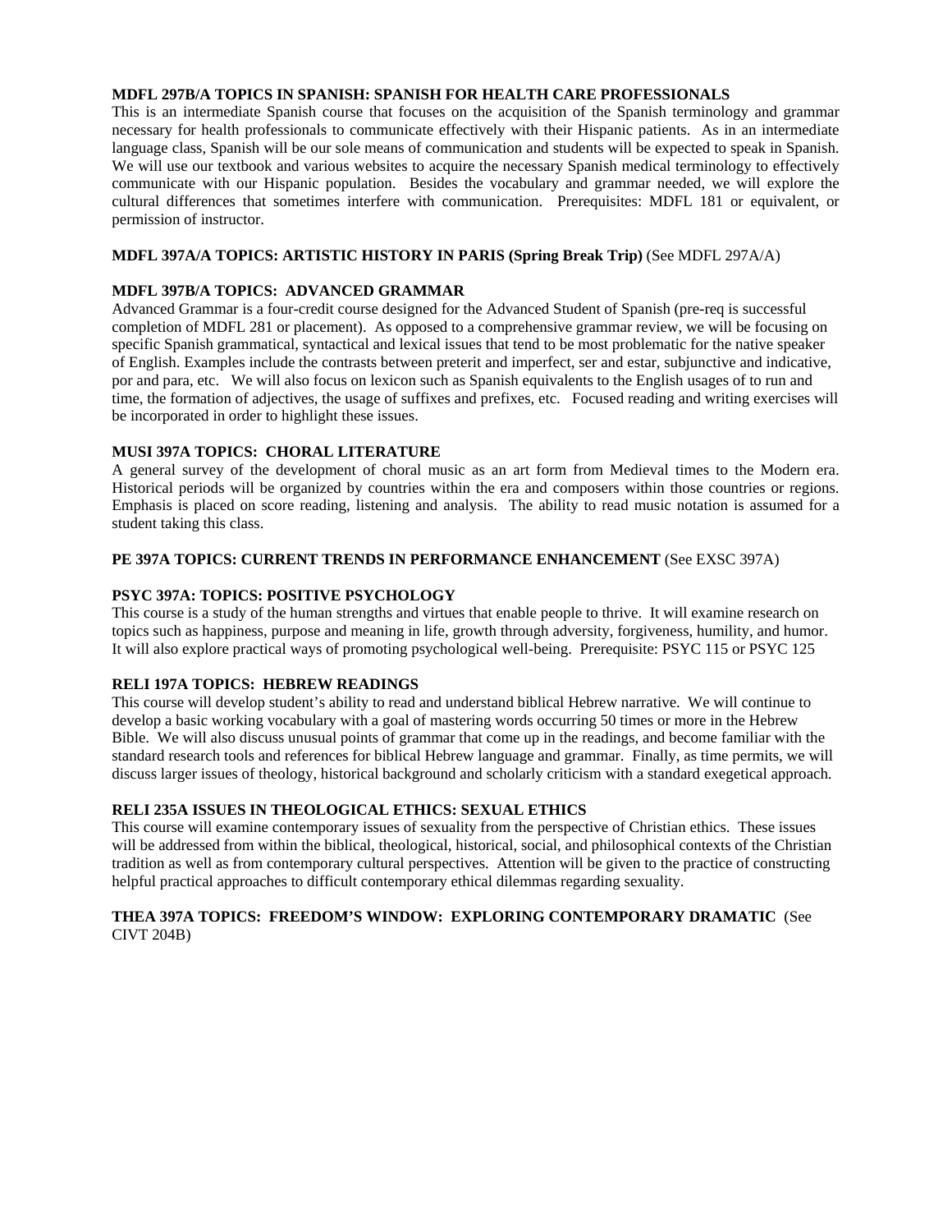**MDFL 297B/A TOPICS IN SPANISH: SPANISH FOR HEALTH CARE PROFESSIONALS**
This is an intermediate Spanish course that focuses on the acquisition of the Spanish terminology and grammar necessary for health professionals to communicate effectively with their Hispanic patients. As in an intermediate language class, Spanish will be our sole means of communication and students will be expected to speak in Spanish. We will use our textbook and various websites to acquire the necessary Spanish medical terminology to effectively communicate with our Hispanic population. Besides the vocabulary and grammar needed, we will explore the cultural differences that sometimes interfere with communication. Prerequisites: MDFL 181 or equivalent, or permission of instructor.

**MDFL 397A/A TOPICS: ARTISTIC HISTORY IN PARIS (Spring Break Trip)** (See MDFL 297A/A)

**MDFL 397B/A TOPICS: ADVANCED GRAMMAR**
Advanced Grammar is a four-credit course designed for the Advanced Student of Spanish (pre-req is successful completion of MDFL 281 or placement). As opposed to a comprehensive grammar review, we will be focusing on specific Spanish grammatical, syntactical and lexical issues that tend to be most problematic for the native speaker of English. Examples include the contrasts between preterit and imperfect, ser and estar, subjunctive and indicative, por and para, etc. We will also focus on lexicon such as Spanish equivalents to the English usages of to run and time, the formation of adjectives, the usage of suffixes and prefixes, etc. Focused reading and writing exercises will be incorporated in order to highlight these issues.

**MUSI 397A TOPICS: CHORAL LITERATURE**
A general survey of the development of choral music as an art form from Medieval times to the Modern era. Historical periods will be organized by countries within the era and composers within those countries or regions. Emphasis is placed on score reading, listening and analysis. The ability to read music notation is assumed for a student taking this class.

**PE 397A TOPICS: CURRENT TRENDS IN PERFORMANCE ENHANCEMENT** (See EXSC 397A)

**PSYC 397A: TOPICS: POSITIVE PSYCHOLOGY**
This course is a study of the human strengths and virtues that enable people to thrive. It will examine research on topics such as happiness, purpose and meaning in life, growth through adversity, forgiveness, humility, and humor. It will also explore practical ways of promoting psychological well-being. Prerequisite: PSYC 115 or PSYC 125

**RELI 197A TOPICS: HEBREW READINGS**
This course will develop student's ability to read and understand biblical Hebrew narrative. We will continue to develop a basic working vocabulary with a goal of mastering words occurring 50 times or more in the Hebrew Bible. We will also discuss unusual points of grammar that come up in the readings, and become familiar with the standard research tools and references for biblical Hebrew language and grammar. Finally, as time permits, we will discuss larger issues of theology, historical background and scholarly criticism with a standard exegetical approach.

**RELI 235A ISSUES IN THEOLOGICAL ETHICS: SEXUAL ETHICS**
This course will examine contemporary issues of sexuality from the perspective of Christian ethics. These issues will be addressed from within the biblical, theological, historical, social, and philosophical contexts of the Christian tradition as well as from contemporary cultural perspectives. Attention will be given to the practice of constructing helpful practical approaches to difficult contemporary ethical dilemmas regarding sexuality.

**THEA 397A TOPICS: FREEDOM'S WINDOW: EXPLORING CONTEMPORARY DRAMATIC** (See CIVT 204B)